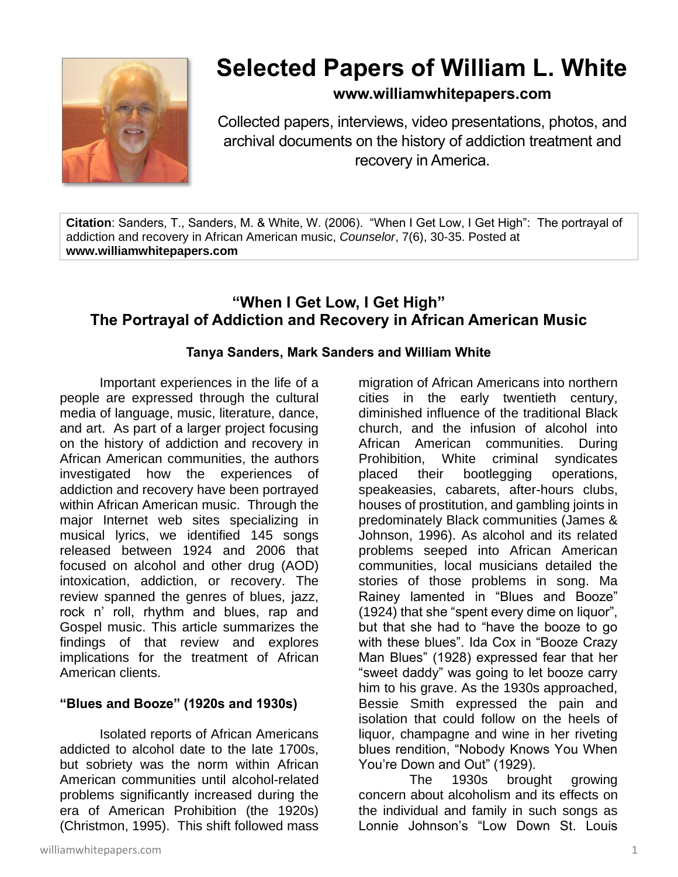# Selected Papers of William L. White

**www.williamwhitepapers.com**

Collected papers, interviews, video presentations, photos, and archival documents on the history of addiction treatment and recovery in America.

**Citation**: Sanders, T., Sanders, M. & White, W. (2006). "When I Get Low, I Get High": The portrayal of addiction and recovery in African American music, *Counselor*, 7(6), 30-35. Posted at **www.williamwhitepapers.com**

## "When I Get Low, I Get High"
## The Portrayal of Addiction and Recovery in African American Music

**Tanya Sanders, Mark Sanders and William White**

Important experiences in the life of a people are expressed through the cultural media of language, music, literature, dance, and art. As part of a larger project focusing on the history of addiction and recovery in African American communities, the authors investigated how the experiences of addiction and recovery have been portrayed within African American music. Through the major Internet web sites specializing in musical lyrics, we identified 145 songs released between 1924 and 2006 that focused on alcohol and other drug (AOD) intoxication, addiction, or recovery. The review spanned the genres of blues, jazz, rock n' roll, rhythm and blues, rap and Gospel music. This article summarizes the findings of that review and explores implications for the treatment of African American clients.

### "Blues and Booze" (1920s and 1930s)

Isolated reports of African Americans addicted to alcohol date to the late 1700s, but sobriety was the norm within African American communities until alcohol-related problems significantly increased during the era of American Prohibition (the 1920s) (Christman, 1995). This shift followed mass migration of African Americans into northern cities in the early twentieth century, diminished influence of the traditional Black church, and the infusion of alcohol into African American communities. During Prohibition, White criminal syndicates placed their bootlegging operations, speakeasies, cabarets, after-hours clubs, houses of prostitution, and gambling joints in predominately Black communities (James & Johnson, 1996). As alcohol and its related problems seeped into African American communities, local musicians detailed the stories of those problems in song. Ma Rainey lamented in "Blues and Booze" (1924) that she "spent every dime on liquor", but that she had to "have the booze to go with these blues". Ida Cox in "Booze Crazy Man Blues" (1928) expressed fear that her "sweet daddy" was going to let booze carry him to his grave. As the 1930s approached, Bessie Smith expressed the pain and isolation that could follow on the heels of liquor, champagne and wine in her riveting blues rendition, "Nobody Knows You When You're Down and Out" (1929).

The 1930s brought growing concern about alcoholism and its effects on the individual and family in such songs as Lonnie Johnson's "Low Down St. Louis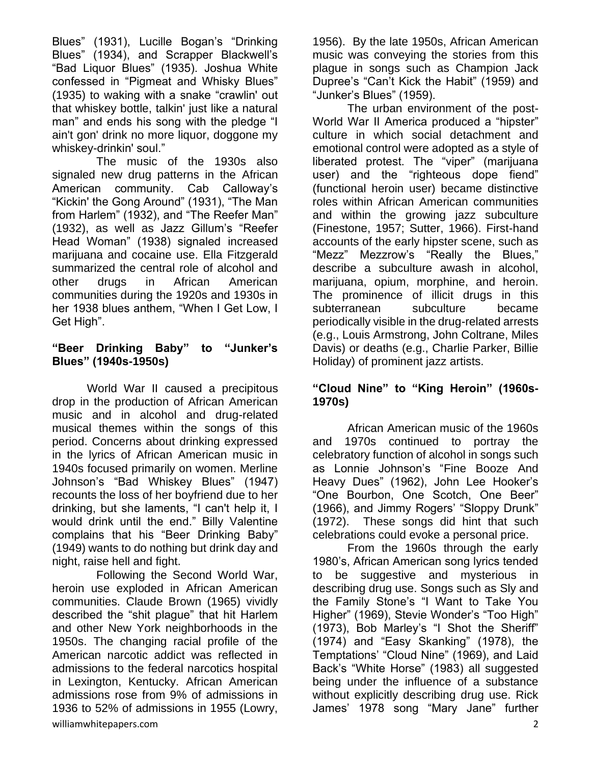Blues” (1931), Lucille Bogan’s “Drinking Blues” (1934), and Scrapper Blackwell’s “Bad Liquor Blues” (1935). Joshua White confessed in “Pigmeat and Whisky Blues” (1935) to waking with a snake “crawlin' out that whiskey bottle, talkin' just like a natural man” and ends his song with the pledge “I ain't gon' drink no more liquor, doggone my whiskey-drinkin' soul.”

The music of the 1930s also signaled new drug patterns in the African American community. Cab Calloway’s “Kickin' the Gong Around” (1931), “The Man from Harlem” (1932), and “The Reefer Man” (1932), as well as Jazz Gillum’s “Reefer Head Woman” (1938) signaled increased marijuana and cocaine use. Ella Fitzgerald summarized the central role of alcohol and other drugs in African American communities during the 1920s and 1930s in her 1938 blues anthem, “When I Get Low, I Get High”.

### “Beer Drinking Baby” to “Junker’s Blues” (1940s-1950s)

World War II caused a precipitous drop in the production of African American music and in alcohol and drug-related musical themes within the songs of this period. Concerns about drinking expressed in the lyrics of African American music in 1940s focused primarily on women. Merline Johnson’s “Bad Whiskey Blues” (1947) recounts the loss of her boyfriend due to her drinking, but she laments, “I can't help it, I would drink until the end.” Billy Valentine complains that his “Beer Drinking Baby” (1949) wants to do nothing but drink day and night, raise hell and fight.

Following the Second World War, heroin use exploded in African American communities. Claude Brown (1965) vividly described the “shit plague” that hit Harlem and other New York neighborhoods in the 1950s. The changing racial profile of the American narcotic addict was reflected in admissions to the federal narcotics hospital in Lexington, Kentucky. African American admissions rose from 9% of admissions in 1936 to 52% of admissions in 1955 (Lowry, 1956). By the late 1950s, African American music was conveying the stories from this plague in songs such as Champion Jack Dupree’s “Can’t Kick the Habit” (1959) and “Junker’s Blues” (1959).

The urban environment of the post-World War II America produced a “hipster” culture in which social detachment and emotional control were adopted as a style of liberated protest. The “viper” (marijuana user) and the “righteous dope fiend” (functional heroin user) became distinctive roles within African American communities and within the growing jazz subculture (Finestone, 1957; Sutter, 1966). First-hand accounts of the early hipster scene, such as “Mezz” Mezzrow’s “Really the Blues,” describe a subculture awash in alcohol, marijuana, opium, morphine, and heroin. The prominence of illicit drugs in this subterranean subculture became periodically visible in the drug-related arrests (e.g., Louis Armstrong, John Coltrane, Miles Davis) or deaths (e.g., Charlie Parker, Billie Holiday) of prominent jazz artists.

### “Cloud Nine” to “King Heroin” (1960s-1970s)

African American music of the 1960s and 1970s continued to portray the celebratory function of alcohol in songs such as Lonnie Johnson’s “Fine Booze And Heavy Dues” (1962), John Lee Hooker’s “One Bourbon, One Scotch, One Beer” (1966), and Jimmy Rogers’ “Sloppy Drunk” (1972). These songs did hint that such celebrations could evoke a personal price.

From the 1960s through the early 1980’s, African American song lyrics tended to be suggestive and mysterious in describing drug use. Songs such as Sly and the Family Stone’s “I Want to Take You Higher” (1969), Stevie Wonder’s “Too High” (1973), Bob Marley’s “I Shot the Sheriff” (1974) and “Easy Skanking” (1978), the Temptations’ “Cloud Nine” (1969), and Laid Back’s “White Horse” (1983) all suggested being under the influence of a substance without explicitly describing drug use. Rick James’ 1978 song “Mary Jane” further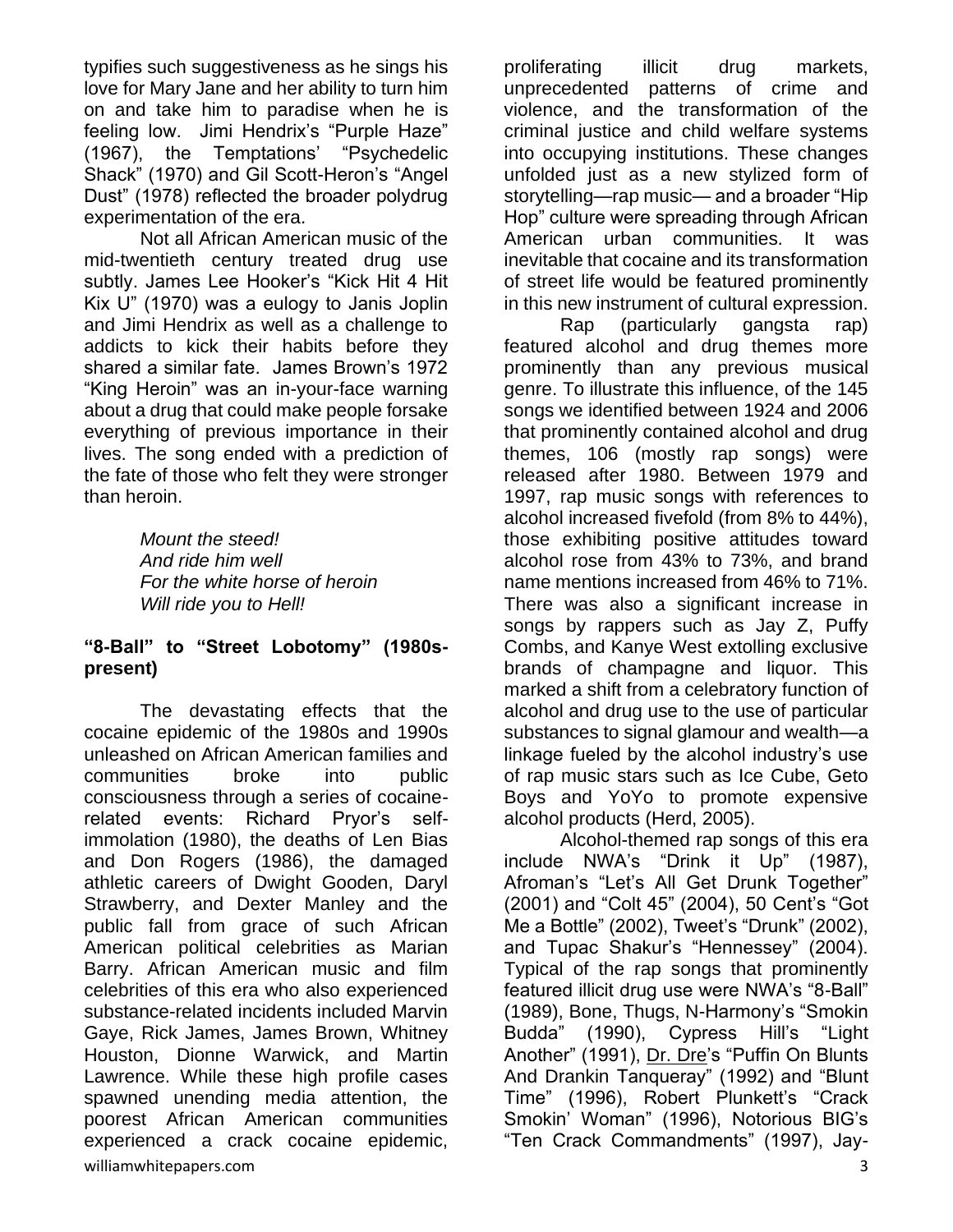typifies such suggestiveness as he sings his love for Mary Jane and her ability to turn him on and take him to paradise when he is feeling low. Jimi Hendrix's "Purple Haze" (1967), the Temptations' "Psychedelic Shack" (1970) and Gil Scott-Heron's "Angel Dust" (1978) reflected the broader polydrug experimentation of the era.

Not all African American music of the mid-twentieth century treated drug use subtly. James Lee Hooker's "Kick Hit 4 Hit Kix U" (1970) was a eulogy to Janis Joplin and Jimi Hendrix as well as a challenge to addicts to kick their habits before they shared a similar fate. James Brown's 1972 "King Heroin" was an in-your-face warning about a drug that could make people forsake everything of previous importance in their lives. The song ended with a prediction of the fate of those who felt they were stronger than heroin.

*Mount the steed!*
*And ride him well*
*For the white horse of heroin*
*Will ride you to Hell!*

## "8-Ball" to "Street Lobotomy" (1980s-present)

The devastating effects that the cocaine epidemic of the 1980s and 1990s unleashed on African American families and communities broke into public consciousness through a series of cocaine-related events: Richard Pryor's self-immolation (1980), the deaths of Len Bias and Don Rogers (1986), the damaged athletic careers of Dwight Gooden, Daryl Strawberry, and Dexter Manley and the public fall from grace of such African American political celebrities as Marian Barry. African American music and film celebrities of this era who also experienced substance-related incidents included Marvin Gaye, Rick James, James Brown, Whitney Houston, Dionne Warwick, and Martin Lawrence. While these high profile cases spawned unending media attention, the poorest African American communities experienced a crack cocaine epidemic, proliferating illicit drug markets, unprecedented patterns of crime and violence, and the transformation of the criminal justice and child welfare systems into occupying institutions. These changes unfolded just as a new stylized form of storytelling—rap music— and a broader "Hip Hop" culture were spreading through African American urban communities. It was inevitable that cocaine and its transformation of street life would be featured prominently in this new instrument of cultural expression.

Rap (particularly gangsta rap) featured alcohol and drug themes more prominently than any previous musical genre. To illustrate this influence, of the 145 songs we identified between 1924 and 2006 that prominently contained alcohol and drug themes, 106 (mostly rap songs) were released after 1980. Between 1979 and 1997, rap music songs with references to alcohol increased fivefold (from 8% to 44%), those exhibiting positive attitudes toward alcohol rose from 43% to 73%, and brand name mentions increased from 46% to 71%. There was also a significant increase in songs by rappers such as Jay Z, Puffy Combs, and Kanye West extolling exclusive brands of champagne and liquor. This marked a shift from a celebratory function of alcohol and drug use to the use of particular substances to signal glamour and wealth—a linkage fueled by the alcohol industry's use of rap music stars such as Ice Cube, Geto Boys and YoYo to promote expensive alcohol products (Herd, 2005).

Alcohol-themed rap songs of this era include NWA's "Drink it Up" (1987), Afroman's "Let's All Get Drunk Together" (2001) and "Colt 45" (2004), 50 Cent's "Got Me a Bottle" (2002), Tweet's "Drunk" (2002), and Tupac Shakur's "Hennessey" (2004). Typical of the rap songs that prominently featured illicit drug use were NWA's "8-Ball" (1989), Bone, Thugs, N-Harmony's "Smokin Budda" (1990), Cypress Hill's "Light Another" (1991), Dr. Dre's "Puffin On Blunts And Drankin Tanqueray" (1992) and "Blunt Time" (1996), Robert Plunkett's "Crack Smokin' Woman" (1996), Notorious BIG's "Ten Crack Commandments" (1997), Jay-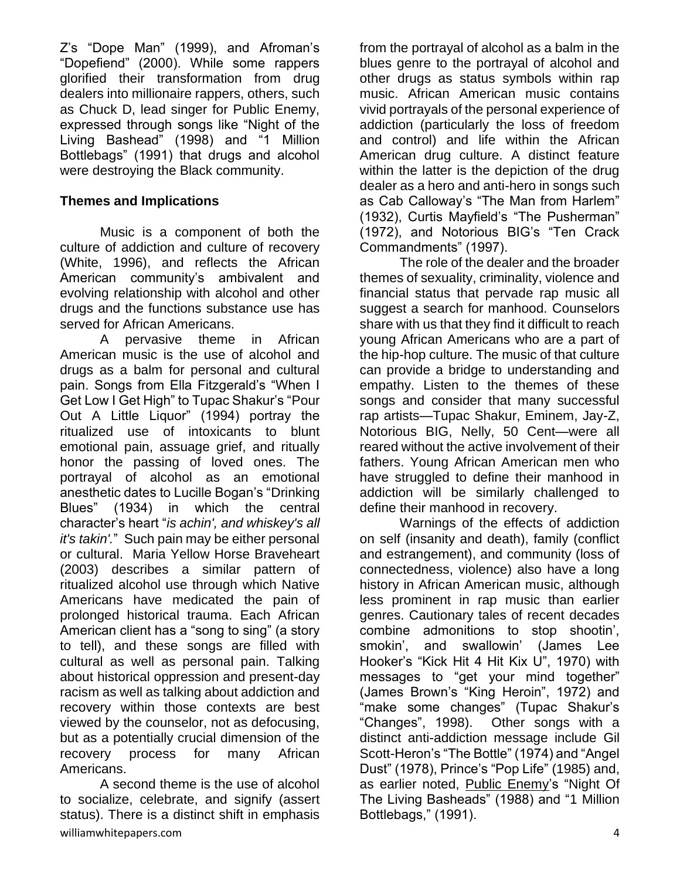Z's "Dope Man" (1999), and Afroman's "Dopefiend" (2000). While some rappers glorified their transformation from drug dealers into millionaire rappers, others, such as Chuck D, lead singer for Public Enemy, expressed through songs like "Night of the Living Bashead" (1998) and "1 Million Bottlebags" (1991) that drugs and alcohol were destroying the Black community.

**Themes and Implications**

Music is a component of both the culture of addiction and culture of recovery (White, 1996), and reflects the African American community's ambivalent and evolving relationship with alcohol and other drugs and the functions substance use has served for African Americans.

A pervasive theme in African American music is the use of alcohol and drugs as a balm for personal and cultural pain. Songs from Ella Fitzgerald's "When I Get Low I Get High" to Tupac Shakur's "Pour Out A Little Liquor" (1994) portray the ritualized use of intoxicants to blunt emotional pain, assuage grief, and ritually honor the passing of loved ones. The portrayal of alcohol as an emotional anesthetic dates to Lucille Bogan's "Drinking Blues" (1934) in which the central character's heart "*is achin', and whiskey's all it's takin'.*" Such pain may be either personal or cultural. Maria Yellow Horse Braveheart (2003) describes a similar pattern of ritualized alcohol use through which Native Americans have medicated the pain of prolonged historical trauma. Each African American client has a "song to sing" (a story to tell), and these songs are filled with cultural as well as personal pain. Talking about historical oppression and present-day racism as well as talking about addiction and recovery within those contexts are best viewed by the counselor, not as defocusing, but as a potentially crucial dimension of the recovery process for many African Americans.

A second theme is the use of alcohol to socialize, celebrate, and signify (assert status). There is a distinct shift in emphasis from the portrayal of alcohol as a balm in the blues genre to the portrayal of alcohol and other drugs as status symbols within rap music. African American music contains vivid portrayals of the personal experience of addiction (particularly the loss of freedom and control) and life within the African American drug culture. A distinct feature within the latter is the depiction of the drug dealer as a hero and anti-hero in songs such as Cab Calloway's "The Man from Harlem" (1932), Curtis Mayfield's "The Pusherman" (1972), and Notorious BIG's "Ten Crack Commandments" (1997).

The role of the dealer and the broader themes of sexuality, criminality, violence and financial status that pervade rap music all suggest a search for manhood. Counselors share with us that they find it difficult to reach young African Americans who are a part of the hip-hop culture. The music of that culture can provide a bridge to understanding and empathy. Listen to the themes of these songs and consider that many successful rap artists—Tupac Shakur, Eminem, Jay-Z, Notorious BIG, Nelly, 50 Cent—were all reared without the active involvement of their fathers. Young African American men who have struggled to define their manhood in addiction will be similarly challenged to define their manhood in recovery.

Warnings of the effects of addiction on self (insanity and death), family (conflict and estrangement), and community (loss of connectedness, violence) also have a long history in African American music, although less prominent in rap music than earlier genres. Cautionary tales of recent decades combine admonitions to stop shootin', smokin', and swallowin' (James Lee Hooker's "Kick Hit 4 Hit Kix U", 1970) with messages to "get your mind together" (James Brown's "King Heroin", 1972) and "make some changes" (Tupac Shakur's "Changes", 1998). Other songs with a distinct anti-addiction message include Gil Scott-Heron's "The Bottle" (1974) and "Angel Dust" (1978), Prince's "Pop Life" (1985) and, as earlier noted, Public Enemy's "Night Of The Living Basheads" (1988) and "1 Million Bottlebags," (1991).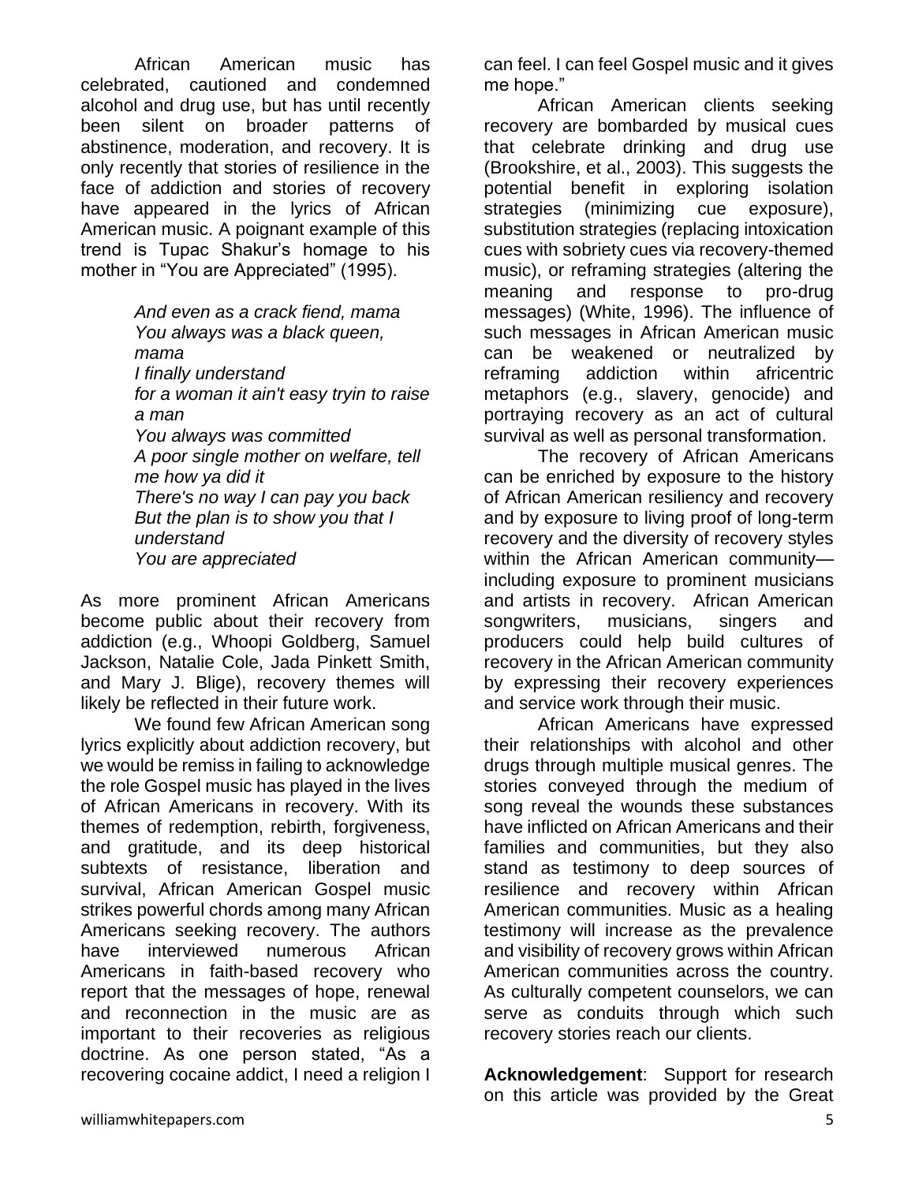African American music has celebrated, cautioned and condemned alcohol and drug use, but has until recently been silent on broader patterns of abstinence, moderation, and recovery. It is only recently that stories of resilience in the face of addiction and stories of recovery have appeared in the lyrics of African American music. A poignant example of this trend is Tupac Shakur's homage to his mother in "You are Appreciated" (1995).

> *And even as a crack fiend, mama*
> *You always was a black queen, mama*
> *I finally understand*
> *for a woman it ain't easy tryin to raise a man*
> *You always was committed*
> *A poor single mother on welfare, tell me how ya did it*
> *There's no way I can pay you back*
> *But the plan is to show you that I understand*
> *You are appreciated*

As more prominent African Americans become public about their recovery from addiction (e.g., Whoopi Goldberg, Samuel Jackson, Natalie Cole, Jada Pinkett Smith, and Mary J. Blige), recovery themes will likely be reflected in their future work.

We found few African American song lyrics explicitly about addiction recovery, but we would be remiss in failing to acknowledge the role Gospel music has played in the lives of African Americans in recovery. With its themes of redemption, rebirth, forgiveness, and gratitude, and its deep historical subtexts of resistance, liberation and survival, African American Gospel music strikes powerful chords among many African Americans seeking recovery. The authors have interviewed numerous African Americans in faith-based recovery who report that the messages of hope, renewal and reconnection in the music are as important to their recoveries as religious doctrine. As one person stated, "As a recovering cocaine addict, I need a religion I can feel. I can feel Gospel music and it gives me hope."

African American clients seeking recovery are bombarded by musical cues that celebrate drinking and drug use (Brookshire, et al., 2003). This suggests the potential benefit in exploring isolation strategies (minimizing cue exposure), substitution strategies (replacing intoxication cues with sobriety cues via recovery-themed music), or reframing strategies (altering the meaning and response to pro-drug messages) (White, 1996). The influence of such messages in African American music can be weakened or neutralized by reframing addiction within africentric metaphors (e.g., slavery, genocide) and portraying recovery as an act of cultural survival as well as personal transformation.

The recovery of African Americans can be enriched by exposure to the history of African American resiliency and recovery and by exposure to living proof of long-term recovery and the diversity of recovery styles within the African American community—including exposure to prominent musicians and artists in recovery. African American songwriters, musicians, singers and producers could help build cultures of recovery in the African American community by expressing their recovery experiences and service work through their music.

African Americans have expressed their relationships with alcohol and other drugs through multiple musical genres. The stories conveyed through the medium of song reveal the wounds these substances have inflicted on African Americans and their families and communities, but they also stand as testimony to deep sources of resilience and recovery within African American communities. Music as a healing testimony will increase as the prevalence and visibility of recovery grows within African American communities across the country. As culturally competent counselors, we can serve as conduits through which such recovery stories reach our clients.

**Acknowledgement**: Support for research on this article was provided by the Great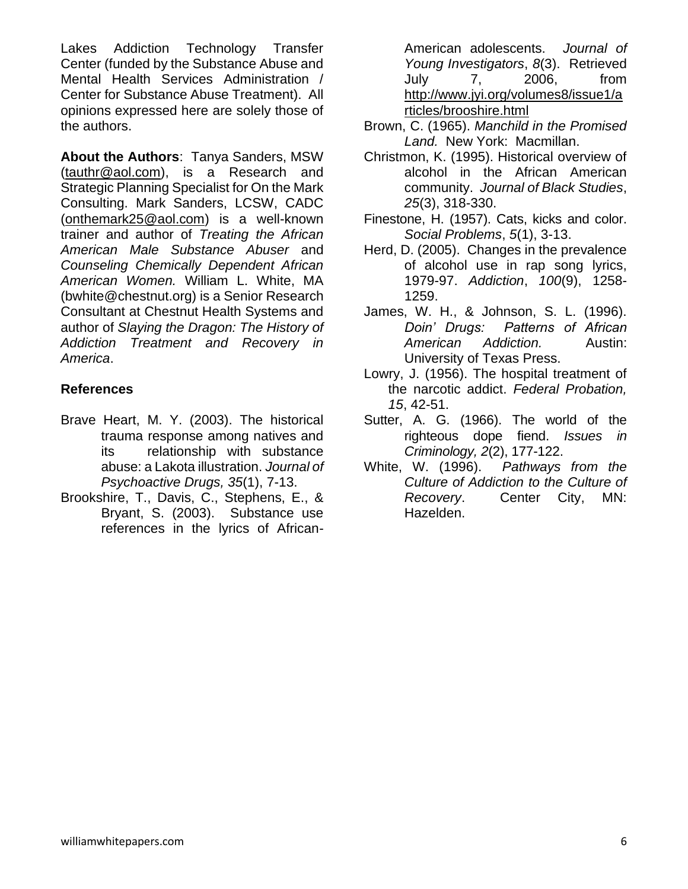Lakes Addiction Technology Transfer Center (funded by the Substance Abuse and Mental Health Services Administration / Center for Substance Abuse Treatment). All opinions expressed here are solely those of the authors.

**About the Authors**: Tanya Sanders, MSW (tauthr@aol.com), is a Research and Strategic Planning Specialist for On the Mark Consulting. Mark Sanders, LCSW, CADC (onthemark25@aol.com) is a well-known trainer and author of *Treating the African American Male Substance Abuser* and *Counseling Chemically Dependent African American Women.* William L. White, MA (bwhite@chestnut.org) is a Senior Research Consultant at Chestnut Health Systems and author of *Slaying the Dragon: The History of Addiction Treatment and Recovery in America*.

### References

Brave Heart, M. Y. (2003). The historical trauma response among natives and its relationship with substance abuse: a Lakota illustration. *Journal of Psychoactive Drugs, 35*(1), 7-13.

Brookshire, T., Davis, C., Stephens, E., & Bryant, S. (2003). Substance use references in the lyrics of African-American adolescents. *Journal of Young Investigators*, *8*(3). Retrieved July 7, 2006, from http://www.jyi.org/volumes8/issue1/articles/brooshire.html

Brown, C. (1965). *Manchild in the Promised Land.* New York: Macmillan.

Christmon, K. (1995). Historical overview of alcohol in the African American community. *Journal of Black Studies*, *25*(3), 318-330.

Finestone, H. (1957). Cats, kicks and color. *Social Problems*, *5*(1), 3-13.

Herd, D. (2005). Changes in the prevalence of alcohol use in rap song lyrics, 1979-97. *Addiction*, *100*(9), 1258-1259.

James, W. H., & Johnson, S. L. (1996). *Doin' Drugs: Patterns of African American Addiction.* Austin: University of Texas Press.

Lowry, J. (1956). The hospital treatment of the narcotic addict. *Federal Probation, 15*, 42-51.

Sutter, A. G. (1966). The world of the righteous dope fiend. *Issues in Criminology, 2*(2), 177-122.

White, W. (1996). *Pathways from the Culture of Addiction to the Culture of Recovery*. Center City, MN: Hazelden.